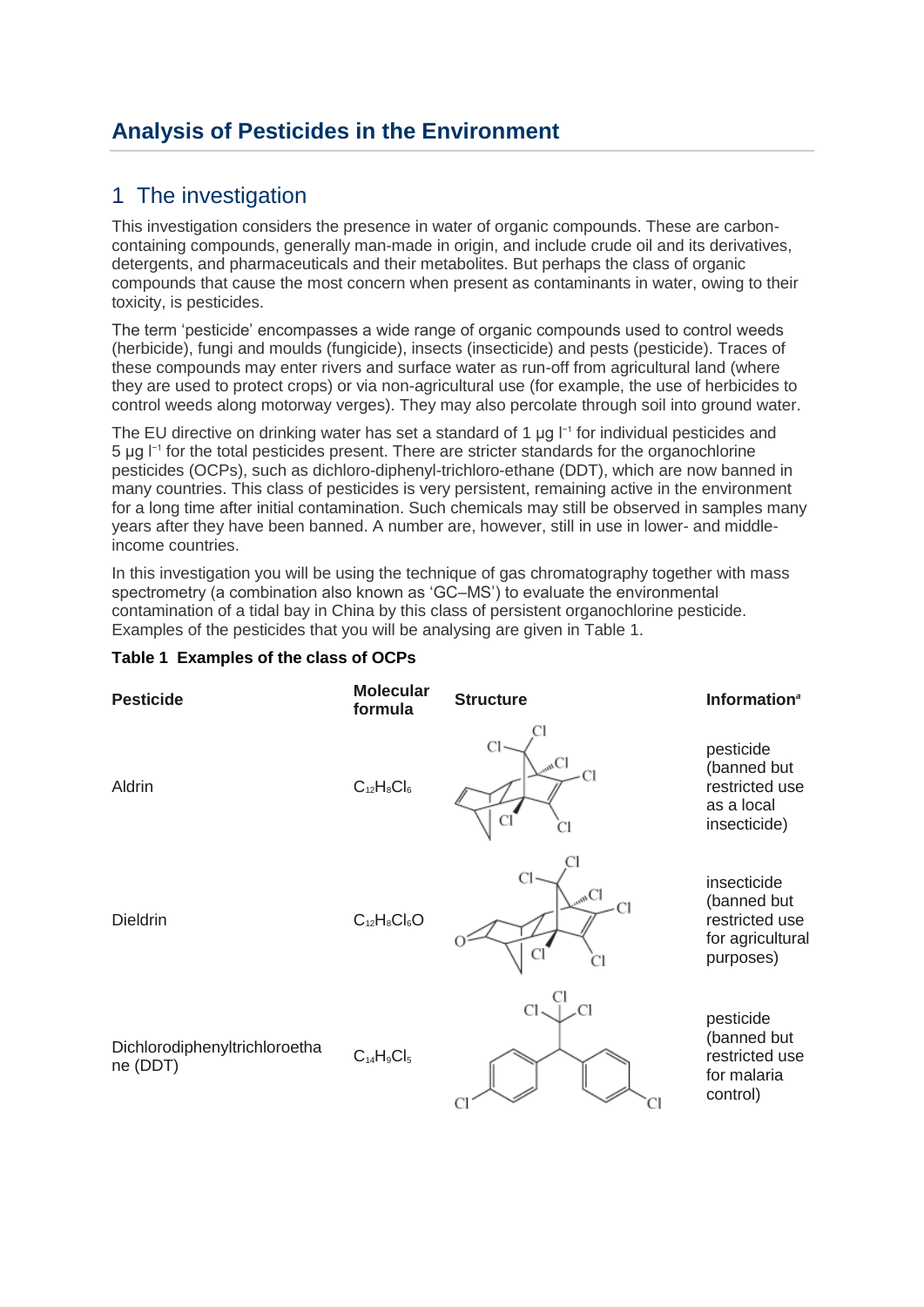# Analysis of Pesticides in the Environment

## 1 The investigation

This investigation considers the presence in water of organic compounds. These are carbon-containing compounds, generally man-made in origin, and include crude oil and its derivatives, detergents, and pharmaceuticals and their metabolites. But perhaps the class of organic compounds that cause the most concern when present as contaminants in water, owing to their toxicity, is pesticides.

The term 'pesticide' encompasses a wide range of organic compounds used to control weeds (herbicide), fungi and moulds (fungicide), insects (insecticide) and pests (pesticide). Traces of these compounds may enter rivers and surface water as run-off from agricultural land (where they are used to protect crops) or via non-agricultural use (for example, the use of herbicides to control weeds along motorway verges). They may also percolate through soil into ground water.

The EU directive on drinking water has set a standard of 1 μg $l^{-1}$ for individual pesticides and 5 μg $l^{-1}$ for the total pesticides present. There are stricter standards for the organochlorine pesticides (OCPs), such as dichloro-diphenyl-trichloro-ethane (DDT), which are now banned in many countries. This class of pesticides is very persistent, remaining active in the environment for a long time after initial contamination. Such chemicals may still be observed in samples many years after they have been banned. A number are, however, still in use in lower- and middle-income countries.

In this investigation you will be using the technique of gas chromatography together with mass spectrometry (a combination also known as 'GC–MS') to evaluate the environmental contamination of a tidal bay in China by this class of persistent organochlorine pesticide. Examples of the pesticides that you will be analysing are given in Table 1.

**Table 1 Examples of the class of OCPs**

| Pesticide | Molecular formula | Structure | Information[a] |
|---|---|---|---|
| Aldrin | $C_{12}H_8Cl_6$ | | pesticide (banned but restricted use as a local insecticide) |
| Dieldrin | $C_{12}H_8Cl_6O$ | | insecticide (banned but restricted use for agricultural purposes) |
| Dichlorodiphenyltrichloroethane (DDT) | $C_{14}H_9Cl_5$ | | pesticide (banned but restricted use for malaria control) |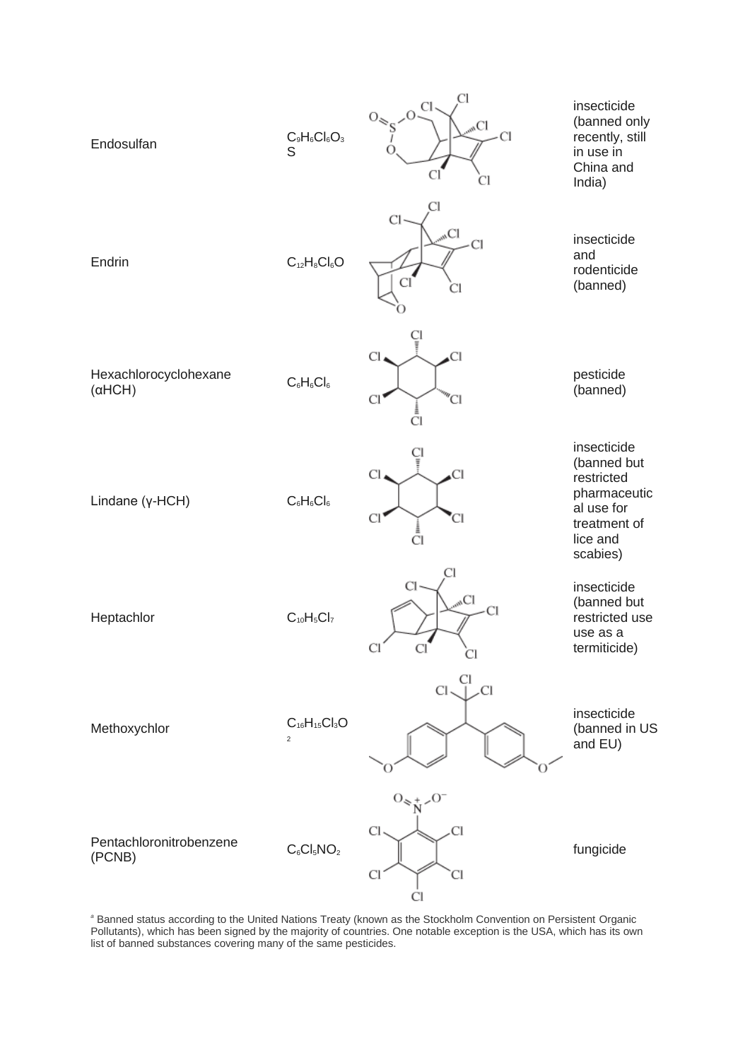| | | | |
|---|---|---|---|
| Endosulfan | $C_9H_6Cl_6O_3S$ | | insecticide (banned only recently, still in use in China and India) |
| Endrin | $C_{12}H_8Cl_6O$ | | insecticide and rodenticide (banned) |
| Hexachlorocyclohexane (αHCH) | $C_6H_6Cl_6$ | | pesticide (banned) |
| Lindane (γ-HCH) | $C_6H_6Cl_6$ | | insecticide (banned but restricted pharmaceutical use for treatment of lice and scabies) |
| Heptachlor | $C_{10}H_5Cl_7$ | | insecticide (banned but restricted use use as a termiticide) |
| Methoxychlor | $C_{16}H_{15}Cl_3O_2$ | | insecticide (banned in US and EU) |
| Pentachloronitrobenzene (PCNB) | $C_6Cl_5NO_2$ | | fungicide |

[a] Banned status according to the United Nations Treaty (known as the Stockholm Convention on Persistent Organic Pollutants), which has been signed by the majority of countries. One notable exception is the USA, which has its own list of banned substances covering many of the same pesticides.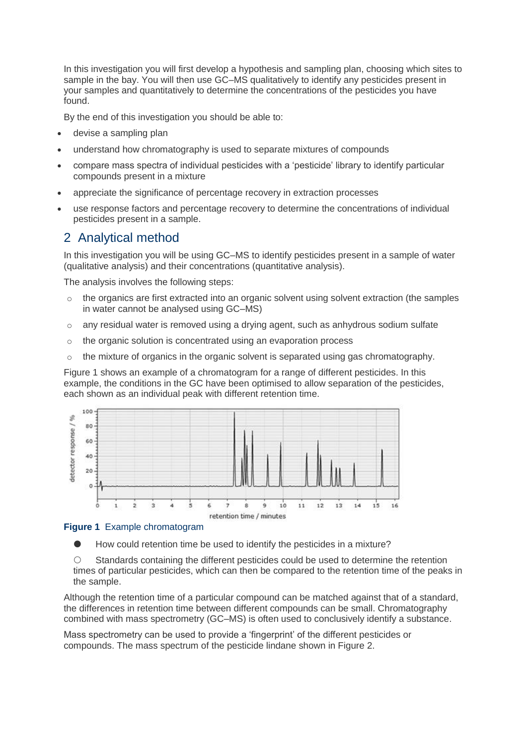In this investigation you will first develop a hypothesis and sampling plan, choosing which sites to sample in the bay. You will then use GC–MS qualitatively to identify any pesticides present in your samples and quantitatively to determine the concentrations of the pesticides you have found.

By the end of this investigation you should be able to:

- devise a sampling plan
- understand how chromatography is used to separate mixtures of compounds
- compare mass spectra of individual pesticides with a 'pesticide' library to identify particular compounds present in a mixture
- appreciate the significance of percentage recovery in extraction processes
- use response factors and percentage recovery to determine the concentrations of individual pesticides present in a sample.

## 2 Analytical method

In this investigation you will be using GC–MS to identify pesticides present in a sample of water (qualitative analysis) and their concentrations (quantitative analysis).

The analysis involves the following steps:

- the organics are first extracted into an organic solvent using solvent extraction (the samples in water cannot be analysed using GC–MS)
- any residual water is removed using a drying agent, such as anhydrous sodium sulfate
- the organic solution is concentrated using an evaporation process
- the mixture of organics in the organic solvent is separated using gas chromatography.

Figure 1 shows an example of a chromatogram for a range of different pesticides. In this example, the conditions in the GC have been optimised to allow separation of the pesticides, each shown as an individual peak with different retention time.

**Figure 1** Example chromatogram

- How could retention time be used to identify the pesticides in a mixture?
  - Standards containing the different pesticides could be used to determine the retention times of particular pesticides, which can then be compared to the retention time of the peaks in the sample.

Although the retention time of a particular compound can be matched against that of a standard, the differences in retention time between different compounds can be small. Chromatography combined with mass spectrometry (GC–MS) is often used to conclusively identify a substance.

Mass spectrometry can be used to provide a 'fingerprint' of the different pesticides or compounds. The mass spectrum of the pesticide lindane shown in Figure 2.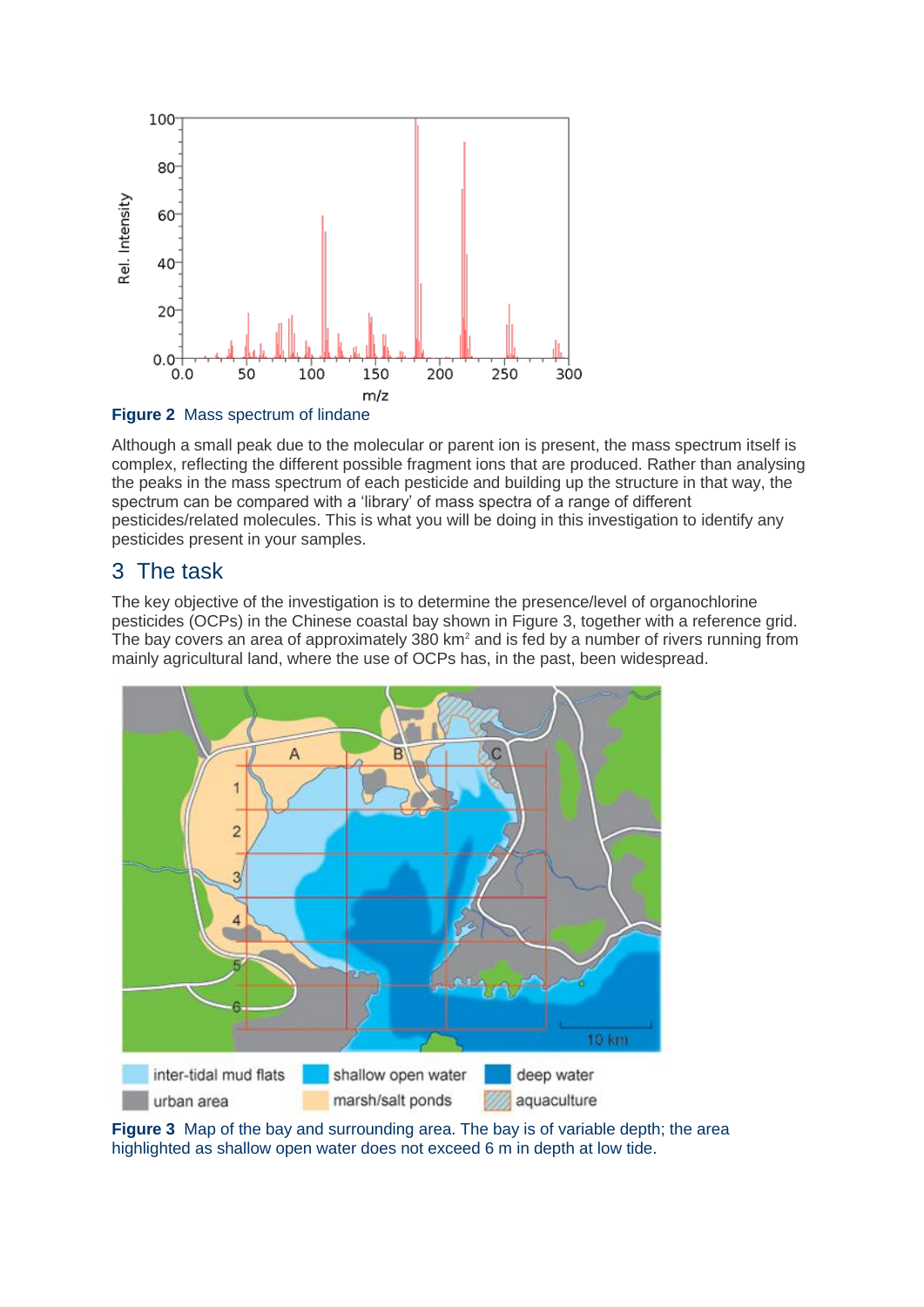**Figure 2** Mass spectrum of lindane

Although a small peak due to the molecular or parent ion is present, the mass spectrum itself is complex, reflecting the different possible fragment ions that are produced. Rather than analysing the peaks in the mass spectrum of each pesticide and building up the structure in that way, the spectrum can be compared with a 'library' of mass spectra of a range of different pesticides/related molecules. This is what you will be doing in this investigation to identify any pesticides present in your samples.

## 3 The task

The key objective of the investigation is to determine the presence/level of organochlorine pesticides (OCPs) in the Chinese coastal bay shown in Figure 3, together with a reference grid. The bay covers an area of approximately 380 $km^2$ and is fed by a number of rivers running from mainly agricultural land, where the use of OCPs has, in the past, been widespread.

**Figure 3** Map of the bay and surrounding area. The bay is of variable depth; the area highlighted as shallow open water does not exceed 6 m in depth at low tide.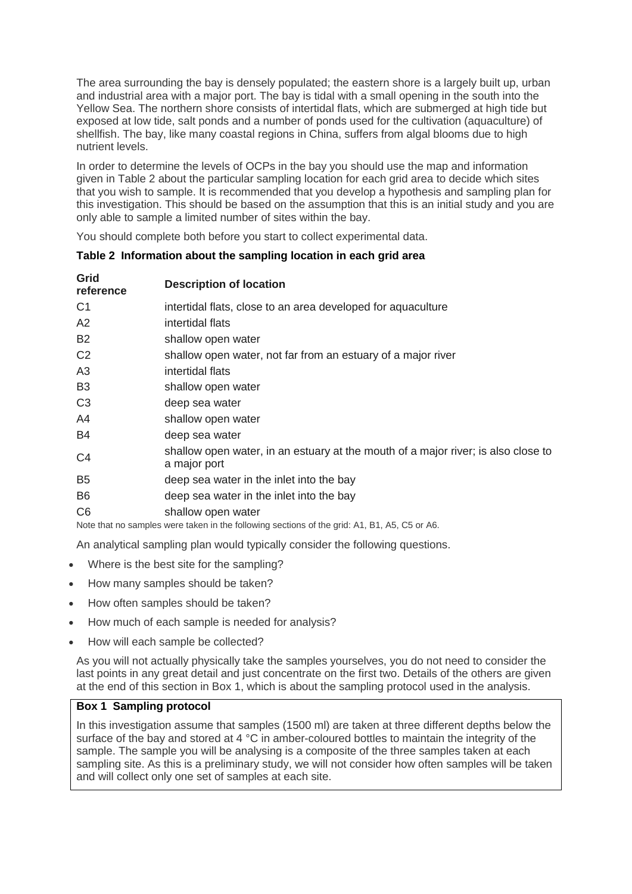The area surrounding the bay is densely populated; the eastern shore is a largely built up, urban and industrial area with a major port. The bay is tidal with a small opening in the south into the Yellow Sea. The northern shore consists of intertidal flats, which are submerged at high tide but exposed at low tide, salt ponds and a number of ponds used for the cultivation (aquaculture) of shellfish. The bay, like many coastal regions in China, suffers from algal blooms due to high nutrient levels.

In order to determine the levels of OCPs in the bay you should use the map and information given in Table 2 about the particular sampling location for each grid area to decide which sites that you wish to sample. It is recommended that you develop a hypothesis and sampling plan for this investigation. This should be based on the assumption that this is an initial study and you are only able to sample a limited number of sites within the bay.

You should complete both before you start to collect experimental data.

**Table 2 Information about the sampling location in each grid area**

| Grid reference | Description of location |
|---|---|
| C1 | intertidal flats, close to an area developed for aquaculture |
| A2 | intertidal flats |
| B2 | shallow open water |
| C2 | shallow open water, not far from an estuary of a major river |
| A3 | intertidal flats |
| B3 | shallow open water |
| C3 | deep sea water |
| A4 | shallow open water |
| B4 | deep sea water |
| C4 | shallow open water, in an estuary at the mouth of a major river; is also close to a major port |
| B5 | deep sea water in the inlet into the bay |
| B6 | deep sea water in the inlet into the bay |
| C6 | shallow open water |

Note that no samples were taken in the following sections of the grid: A1, B1, A5, C5 or A6.

An analytical sampling plan would typically consider the following questions.

- Where is the best site for the sampling?
- How many samples should be taken?
- How often samples should be taken?
- How much of each sample is needed for analysis?
- How will each sample be collected?

As you will not actually physically take the samples yourselves, you do not need to consider the last points in any great detail and just concentrate on the first two. Details of the others are given at the end of this section in Box 1, which is about the sampling protocol used in the analysis.

**Box 1 Sampling protocol**

In this investigation assume that samples (1500 ml) are taken at three different depths below the surface of the bay and stored at 4 °C in amber-coloured bottles to maintain the integrity of the sample. The sample you will be analysing is a composite of the three samples taken at each sampling site. As this is a preliminary study, we will not consider how often samples will be taken and will collect only one set of samples at each site.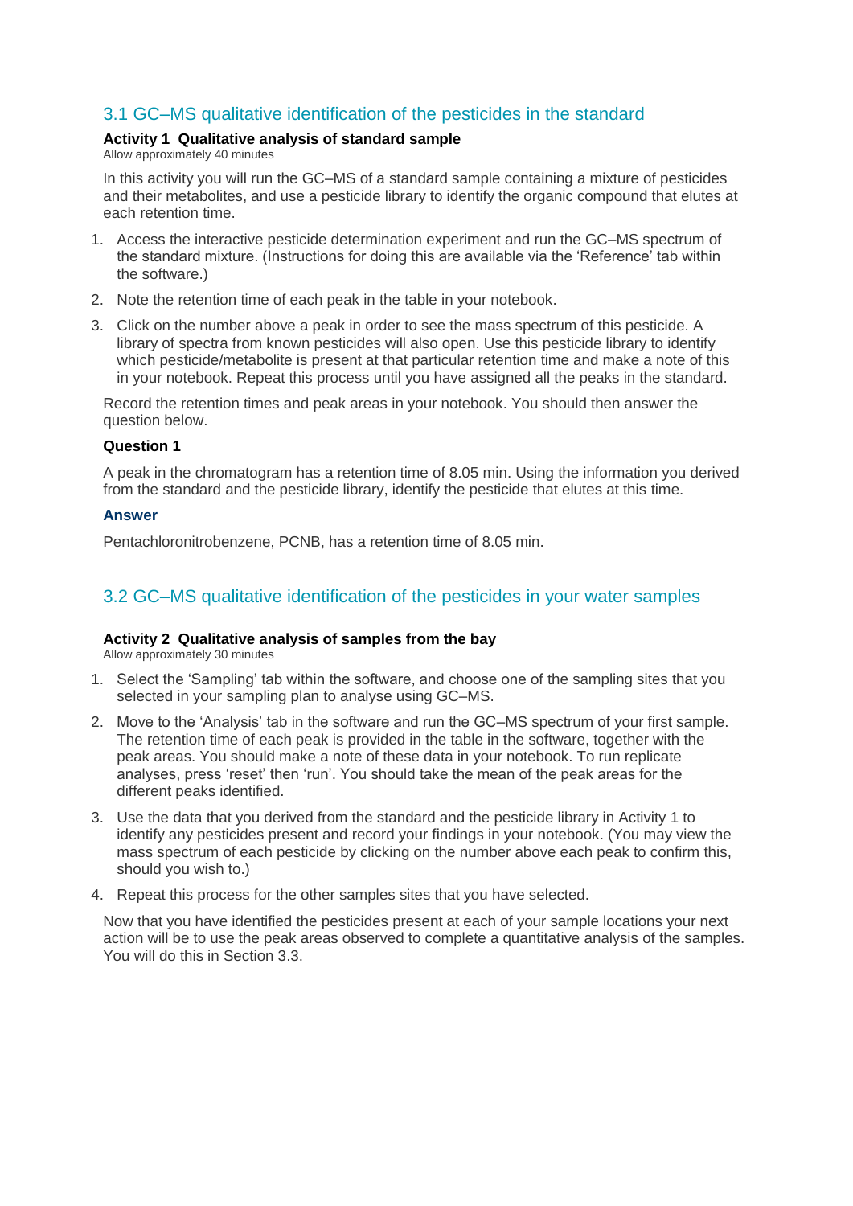## 3.1 GC–MS qualitative identification of the pesticides in the standard

**Activity 1 Qualitative analysis of standard sample**
Allow approximately 40 minutes

In this activity you will run the GC–MS of a standard sample containing a mixture of pesticides and their metabolites, and use a pesticide library to identify the organic compound that elutes at each retention time.

1. Access the interactive pesticide determination experiment and run the GC–MS spectrum of the standard mixture. (Instructions for doing this are available via the 'Reference' tab within the software.)
2. Note the retention time of each peak in the table in your notebook.
3. Click on the number above a peak in order to see the mass spectrum of this pesticide. A library of spectra from known pesticides will also open. Use this pesticide library to identify which pesticide/metabolite is present at that particular retention time and make a note of this in your notebook. Repeat this process until you have assigned all the peaks in the standard.

Record the retention times and peak areas in your notebook. You should then answer the question below.

**Question 1**

A peak in the chromatogram has a retention time of 8.05 min. Using the information you derived from the standard and the pesticide library, identify the pesticide that elutes at this time.

**Answer**

Pentachloronitrobenzene, PCNB, has a retention time of 8.05 min.

## 3.2 GC–MS qualitative identification of the pesticides in your water samples

**Activity 2 Qualitative analysis of samples from the bay**
Allow approximately 30 minutes

1. Select the 'Sampling' tab within the software, and choose one of the sampling sites that you selected in your sampling plan to analyse using GC–MS.
2. Move to the 'Analysis' tab in the software and run the GC–MS spectrum of your first sample. The retention time of each peak is provided in the table in the software, together with the peak areas. You should make a note of these data in your notebook. To run replicate analyses, press 'reset' then 'run'. You should take the mean of the peak areas for the different peaks identified.
3. Use the data that you derived from the standard and the pesticide library in Activity 1 to identify any pesticides present and record your findings in your notebook. (You may view the mass spectrum of each pesticide by clicking on the number above each peak to confirm this, should you wish to.)
4. Repeat this process for the other samples sites that you have selected.

Now that you have identified the pesticides present at each of your sample locations your next action will be to use the peak areas observed to complete a quantitative analysis of the samples. You will do this in Section 3.3.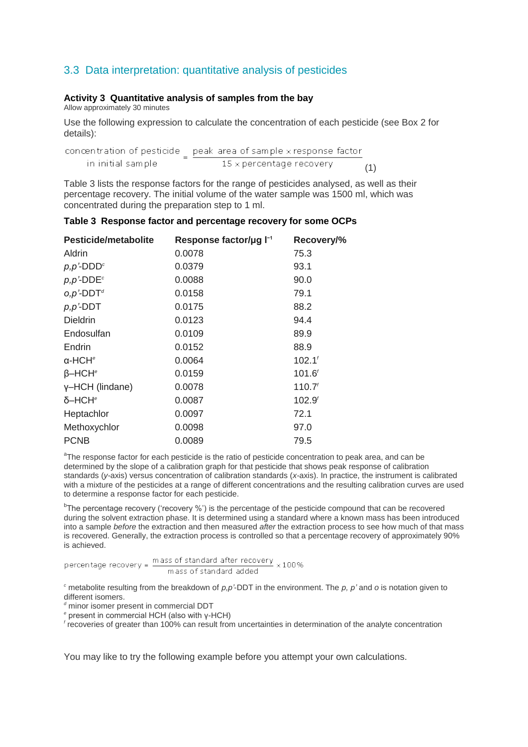## 3.3 Data interpretation: quantitative analysis of pesticides

### Activity 3 Quantitative analysis of samples from the bay

Allow approximately 30 minutes

Use the following expression to calculate the concentration of each pesticide (see Box 2 for details):

$$\text{concentration of pesticide in initial sample} = \frac{\text{peak area of sample} \times \text{response factor}}{15 \times \text{percentage recovery}} \quad (1)$$

Table 3 lists the response factors for the range of pesticides analysed, as well as their percentage recovery. The initial volume of the water sample was 1500 ml, which was concentrated during the preparation step to 1 ml.

**Table 3 Response factor and percentage recovery for some OCPs**

| Pesticide/metabolite | Response factor/μg $l^{-1}$ | Recovery/% |
|---|---|---|
| Aldrin | 0.0078 | 75.3 |
| *p,p'*-DDD[c] | 0.0379 | 93.1 |
| *p,p'*-DDE[c] | 0.0088 | 90.0 |
| *o,p'*-DDT[d] | 0.0158 | 79.1 |
| *p,p'*-DDT | 0.0175 | 88.2 |
| Dieldrin | 0.0123 | 94.4 |
| Endosulfan | 0.0109 | 89.9 |
| Endrin | 0.0152 | 88.9 |
| α-HCH[e] | 0.0064 | 102.1[f] |
| β–HCH[e] | 0.0159 | 101.6[f] |
| γ–HCH (lindane) | 0.0078 | 110.7[f] |
| δ–HCH[e] | 0.0087 | 102.9[f] |
| Heptachlor | 0.0097 | 72.1 |
| Methoxychlor | 0.0098 | 97.0 |
| PCNB | 0.0089 | 79.5 |

[a]The response factor for each pesticide is the ratio of pesticide concentration to peak area, and can be determined by the slope of a calibration graph for that pesticide that shows peak response of calibration standards (*y*-axis) versus concentration of calibration standards (*x*-axis). In practice, the instrument is calibrated with a mixture of the pesticides at a range of different concentrations and the resulting calibration curves are used to determine a response factor for each pesticide.

[b]The percentage recovery ('recovery %') is the percentage of the pesticide compound that can be recovered during the solvent extraction phase. It is determined using a standard where a known mass has been introduced into a sample *before* the extraction and then measured *after* the extraction process to see how much of that mass is recovered. Generally, the extraction process is controlled so that a percentage recovery of approximately 90% is achieved.

$$\text{percentage recovery} = \frac{\text{mass of standard after recovery}}{\text{mass of standard added}} \times 100\%$$

[c] metabolite resulting from the breakdown of *p,p'*-DDT in the environment. The *p, p'* and *o* is notation given to different isomers.

[d] minor isomer present in commercial DDT

[e] present in commercial HCH (also with γ-HCH)

[f] recoveries of greater than 100% can result from uncertainties in determination of the analyte concentration

You may like to try the following example before you attempt your own calculations.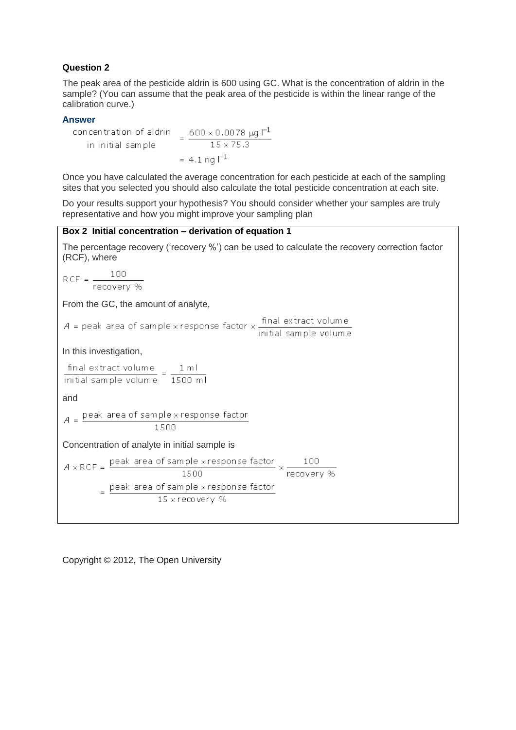**Question 2**

The peak area of the pesticide aldrin is 600 using GC. What is the concentration of aldrin in the sample? (You can assume that the peak area of the pesticide is within the linear range of the calibration curve.)

**Answer**

$$\text{concentration of aldrin in initial sample} = \frac{600 \times 0.0078\ \mu\text{g l}^{-1}}{15 \times 75.3}$$

$$= 4.1\ \text{ng l}^{-1}$$

Once you have calculated the average concentration for each pesticide at each of the sampling sites that you selected you should also calculate the total pesticide concentration at each site.

Do your results support your hypothesis? You should consider whether your samples are truly representative and how you might improve your sampling plan

**Box 2 Initial concentration – derivation of equation 1**

The percentage recovery ('recovery %') can be used to calculate the recovery correction factor (RCF), where

$$\text{RCF} = \frac{100}{\text{recovery \%}}$$

From the GC, the amount of analyte,

$$A = \text{peak area of sample} \times \text{response factor} \times \frac{\text{final extract volume}}{\text{initial sample volume}}$$

In this investigation,

$$\frac{\text{final extract volume}}{\text{initial sample volume}} = \frac{1\ \text{ml}}{1500\ \text{ml}}$$

and

$$A = \frac{\text{peak area of sample} \times \text{response factor}}{1500}$$

Concentration of analyte in initial sample is

$$A \times \text{RCF} = \frac{\text{peak area of sample} \times \text{response factor}}{1500} \times \frac{100}{\text{recovery \%}}$$

$$= \frac{\text{peak area of sample} \times \text{response factor}}{15 \times \text{recovery \%}}$$

Copyright © 2012, The Open University